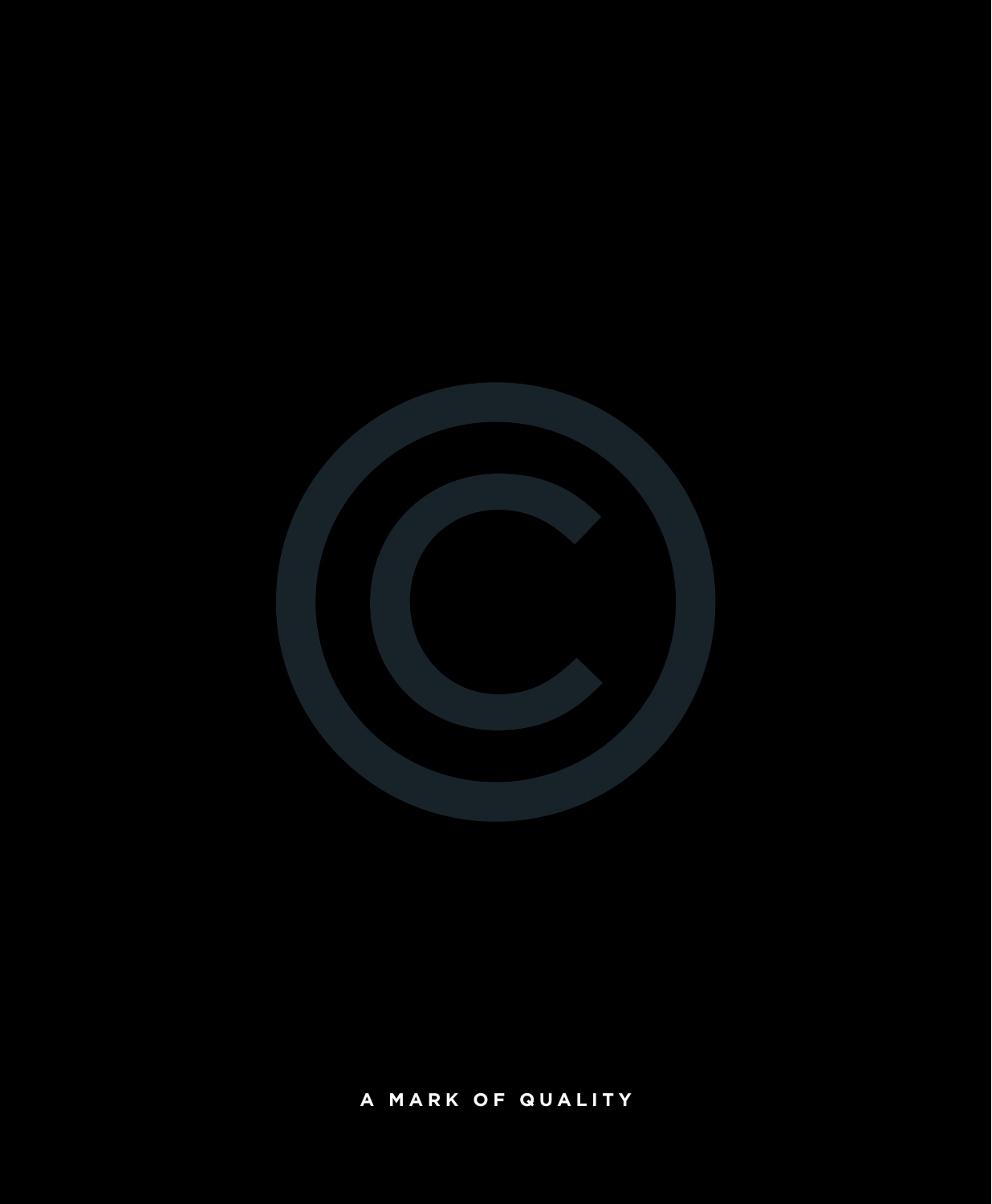A MARK OF QUALITY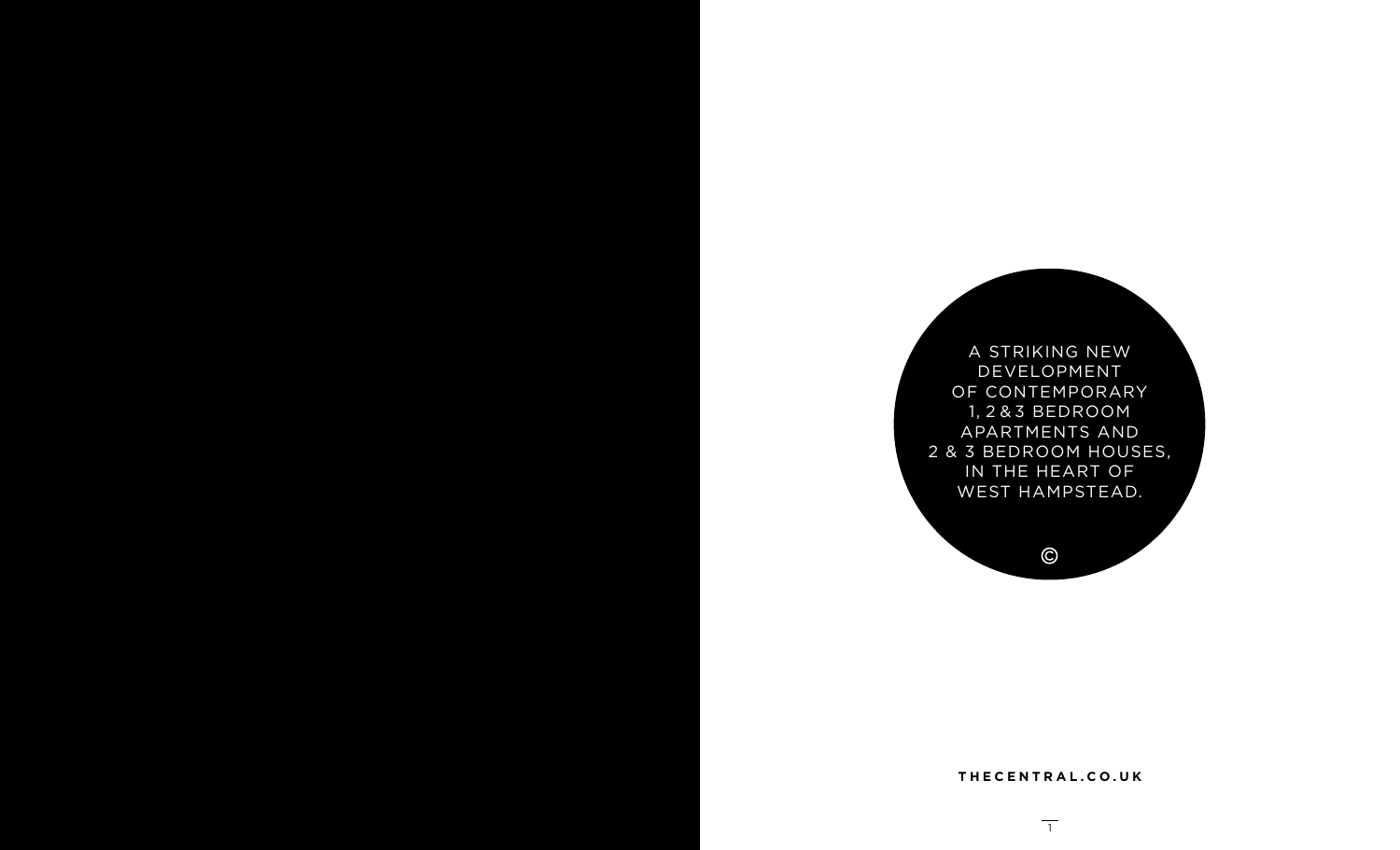A STRIKING NEW DEVELOPMENT OF CONTEMPORARY 1, 2 & 3 BEDROOM APARTMENTS AND 2 & 3 BEDROOM HOUSES, IN THE HEART OF WEST HAMPSTEAD.

©

**THECENTRAL.CO.UK**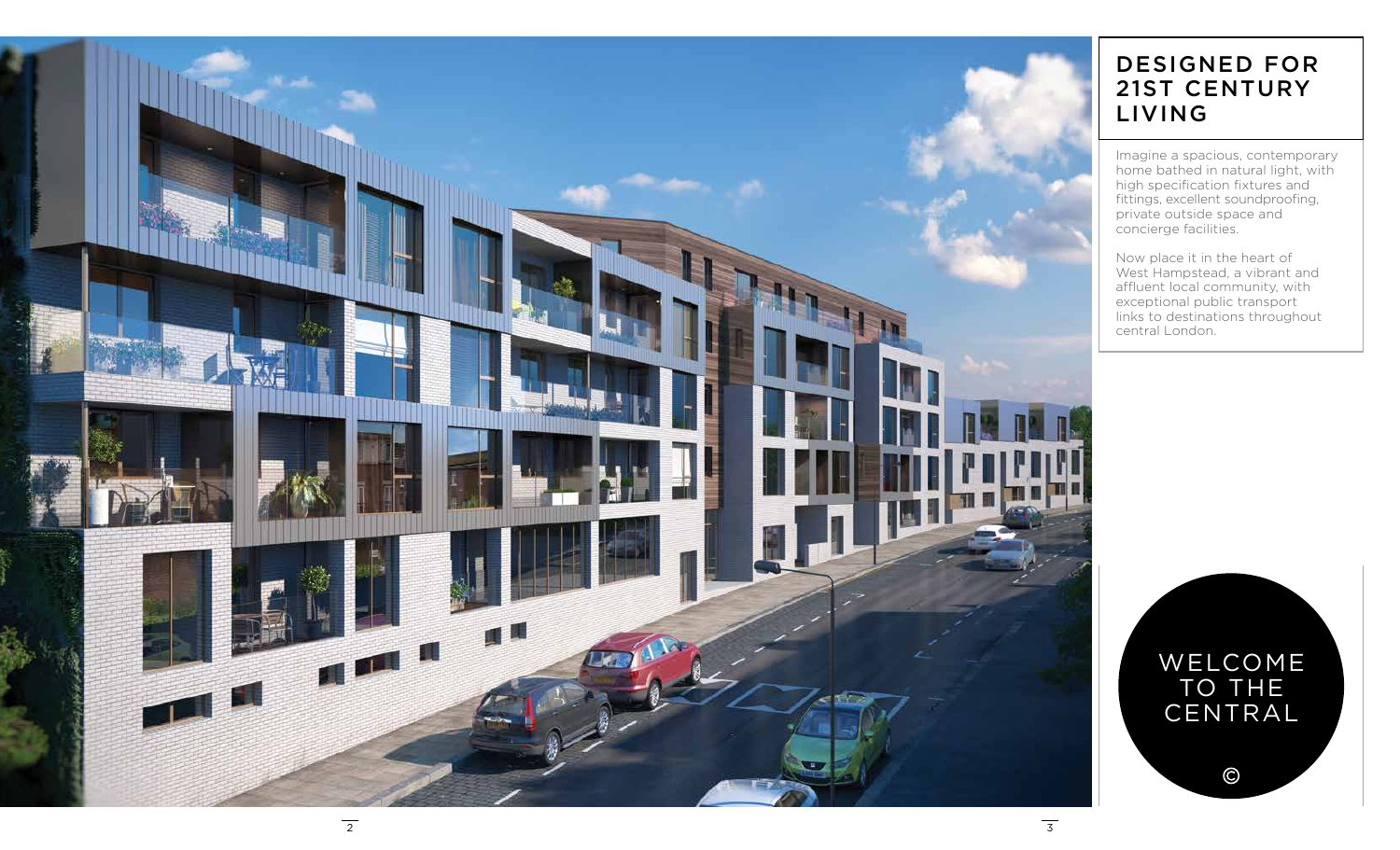# DESIGNED FOR 21ST CENTURY LIVING

Imagine a spacious, contemporary home bathed in natural light, with high specification fixtures and fittings, excellent soundproofing, private outside space and concierge facilities.

Now place it in the heart of West Hampstead, a vibrant and affluent local community, with exceptional public transport links to destinations throughout central London.

WELCOME TO THE CENTRAL

©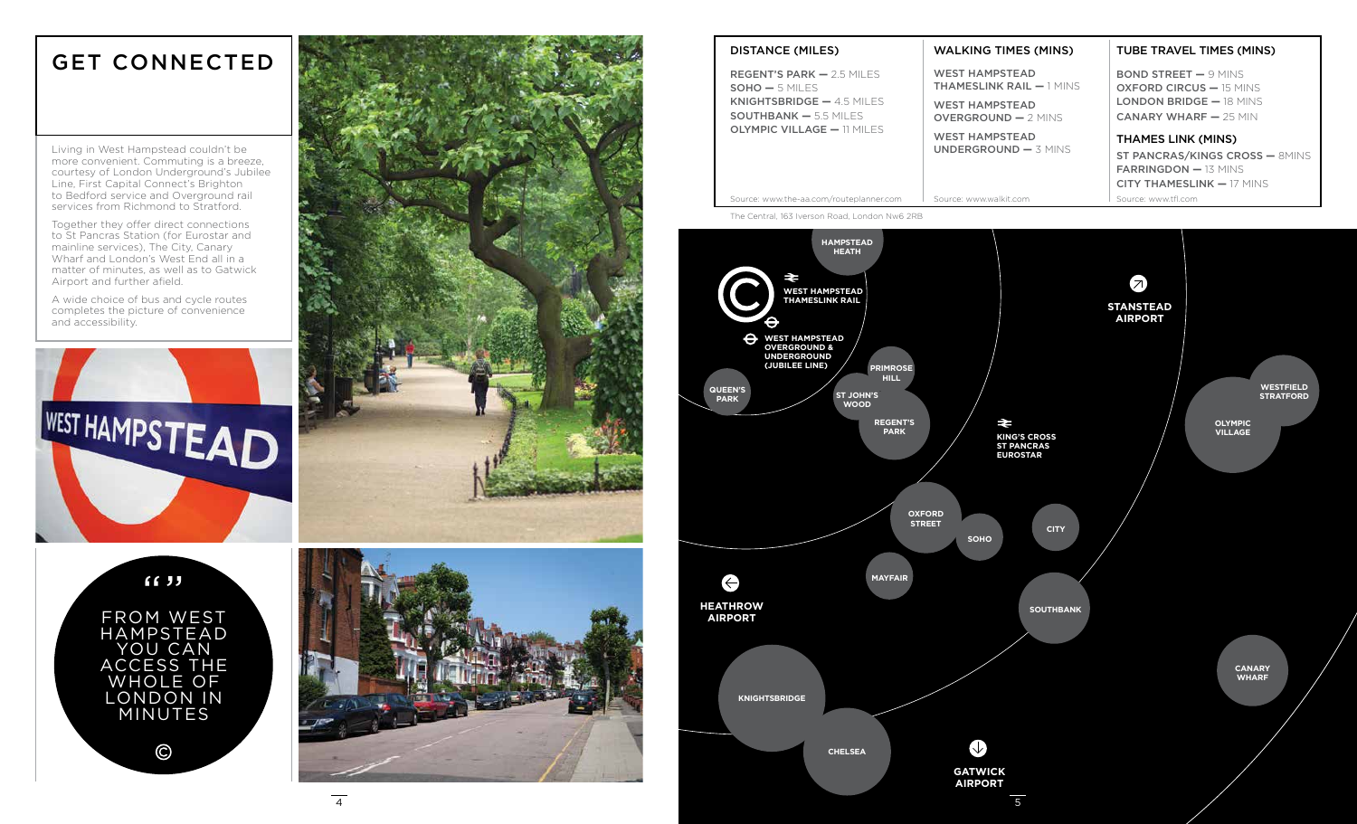# GET CONNECTED

Living in West Hampstead couldn't be more convenient. Commuting is a breeze, courtesy of London Underground's Jubilee Line, First Capital Connect's Brighton to Bedford service and Overground rail services from Richmond to Stratford.

Together they offer direct connections to St Pancras Station (for Eurostar and mainline services), The City, Canary Wharf and London's West End all in a matter of minutes, as well as to Gatwick Airport and further afield.

A wide choice of bus and cycle routes completes the picture of convenience and accessibility.

"" FROM WEST HAMPSTEAD YOU CAN ACCESS THE WHOLE OF LONDON IN MINUTES

| DISTANCE (MILES) | WALKING TIMES (MINS) | TUBE TRAVEL TIMES (MINS) |
|---|---|---|
| REGENT'S PARK — 2.5 MILES | WEST HAMPSTEAD THAMESLINK RAIL — 1 MINS | BOND STREET — 9 MINS |
| SOHO — 5 MILES | WEST HAMPSTEAD OVERGROUND — 2 MINS | OXFORD CIRCUS — 15 MINS |
| KNIGHTSBRIDGE — 4.5 MILES | WEST HAMPSTEAD UNDERGROUND — 3 MINS | LONDON BRIDGE — 18 MINS |
| SOUTHBANK — 5.5 MILES | | CANARY WHARF — 25 MIN |
| OLYMPIC VILLAGE — 11 MILES | | |

**THAMES LINK (MINS)**

ST PANCRAS/KINGS CROSS — 8MINS
FARRINGDON — 13 MINS
CITY THAMESLINK — 17 MINS

Source: www.the-aa.com/routeplanner.com
Source: www.walkit.com
Source: www.tfl.com

The Central, 163 Iverson Road, London Nw6 2RB

HAMPSTEAD HEATH · WEST HAMPSTEAD THAMESLINK RAIL · WEST HAMPSTEAD OVERGROUND & UNDERGROUND (JUBILEE LINE) · QUEEN'S PARK · PRIMROSE HILL · ST JOHN'S WOOD · REGENT'S PARK · KING'S CROSS ST PANCRAS EUROSTAR · STANSTEAD AIRPORT · WESTFIELD STRATFORD · OLYMPIC VILLAGE · OXFORD STREET · SOHO · CITY · MAYFAIR · HEATHROW AIRPORT · SOUTHBANK · CANARY WHARF · KNIGHTSBRIDGE · CHELSEA · GATWICK AIRPORT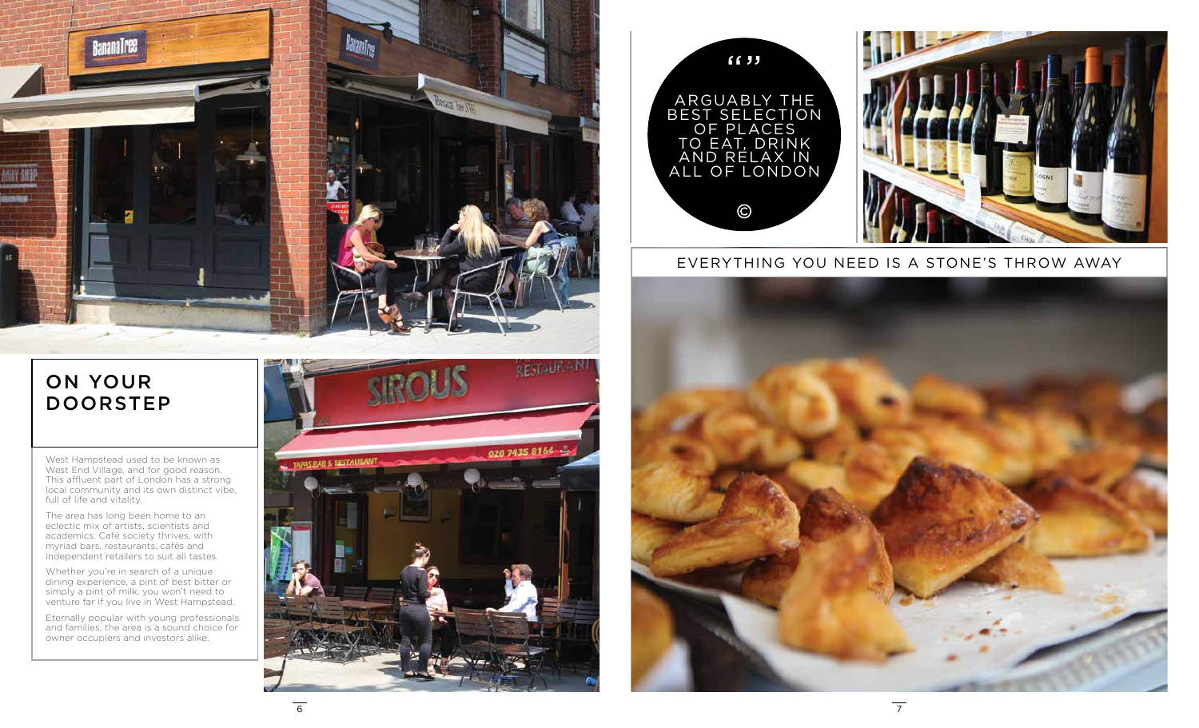## ON YOUR DOORSTEP

West Hampstead used to be known as West End Village, and for good reason. This affluent part of London has a strong local community and its own distinct vibe, full of life and vitality.

The area has long been home to an eclectic mix of artists, scientists and academics. Café society thrives, with myriad bars, restaurants, cafés and independent retailers to suit all tastes.

Whether you're in search of a unique dining experience, a pint of best bitter or simply a pint of milk, you won't need to venture far if you live in West Hampstead.

Eternally popular with young professionals and families, the area is a sound choice for owner occupiers and investors alike.

"ARGUABLY THE BEST SELECTION OF PLACES TO EAT, DRINK AND RELAX IN ALL OF LONDON"

EVERYTHING YOU NEED IS A STONE'S THROW AWAY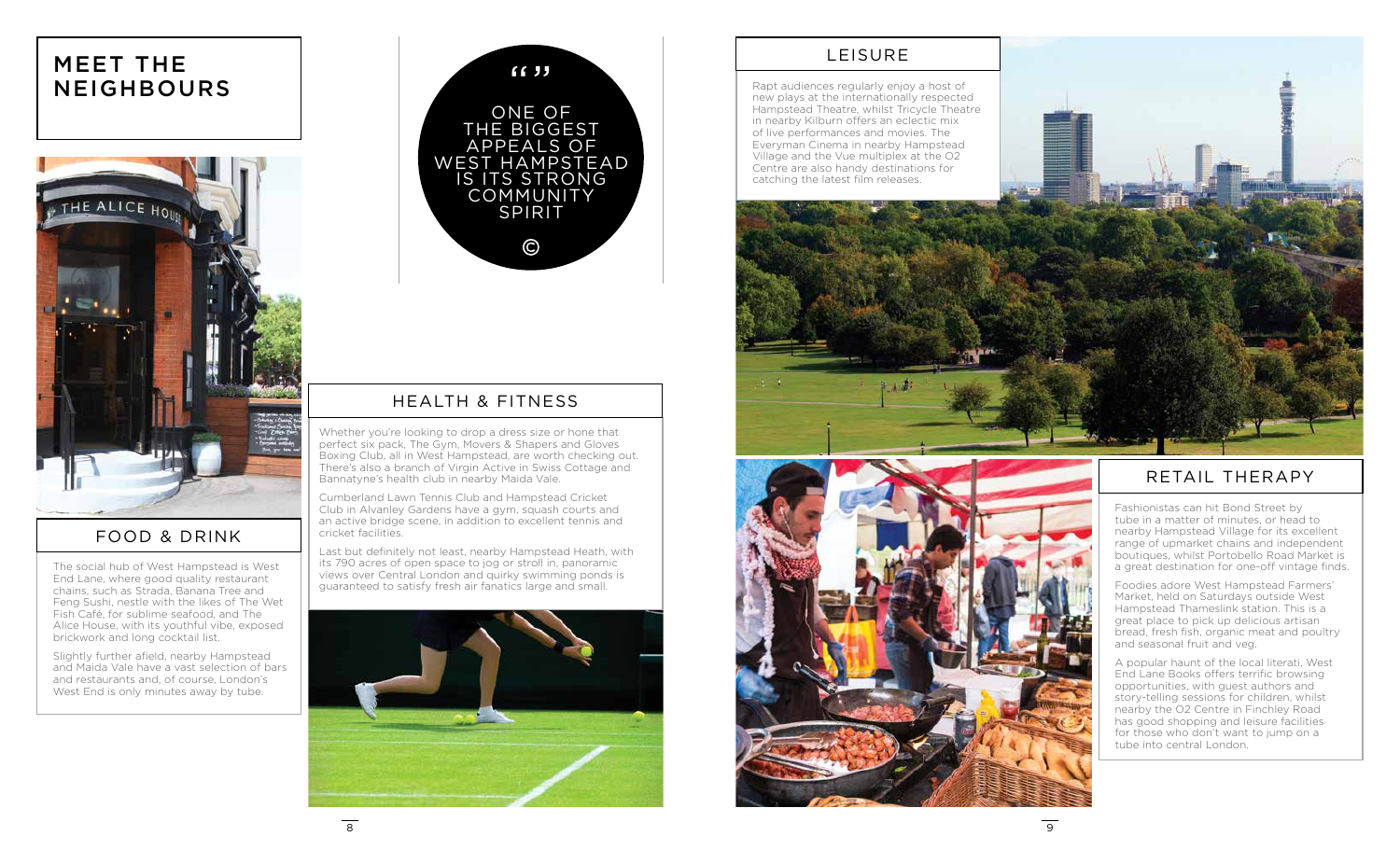# MEET THE NEIGHBOURS

## FOOD & DRINK

The social hub of West Hampstead is West End Lane, where good quality restaurant chains, such as Strada, Banana Tree and Feng Sushi, nestle with the likes of The Wet Fish Café, for sublime seafood, and The Alice House, with its youthful vibe, exposed brickwork and long cocktail list.

Slightly further afield, nearby Hampstead and Maida Vale have a vast selection of bars and restaurants and, of course, London's West End is only minutes away by tube.

> ONE OF THE BIGGEST APPEALS OF WEST HAMPSTEAD IS ITS STRONG COMMUNITY SPIRIT

## HEALTH & FITNESS

Whether you're looking to drop a dress size or hone that perfect six pack, The Gym, Movers & Shapers and Gloves Boxing Club, all in West Hampstead, are worth checking out. There's also a branch of Virgin Active in Swiss Cottage and Bannatyne's health club in nearby Maida Vale.

Cumberland Lawn Tennis Club and Hampstead Cricket Club in Alvanley Gardens have a gym, squash courts and an active bridge scene, in addition to excellent tennis and cricket facilities.

Last but definitely not least, nearby Hampstead Heath, with its 790 acres of open space to jog or stroll in, panoramic views over Central London and quirky swimming ponds is guaranteed to satisfy fresh air fanatics large and small.

## LEISURE

Rapt audiences regularly enjoy a host of new plays at the internationally respected Hampstead Theatre, whilst Tricycle Theatre in nearby Kilburn offers an eclectic mix of live performances and movies. The Everyman Cinema in nearby Hampstead Village and the Vue multiplex at the O2 Centre are also handy destinations for catching the latest film releases.

## RETAIL THERAPY

Fashionistas can hit Bond Street by tube in a matter of minutes, or head to nearby Hampstead Village for its excellent range of upmarket chains and independent boutiques, whilst Portobello Road Market is a great destination for one-off vintage finds.

Foodies adore West Hampstead Farmers' Market, held on Saturdays outside West Hampstead Thameslink station. This is a great place to pick up delicious artisan bread, fresh fish, organic meat and poultry and seasonal fruit and veg.

A popular haunt of the local literati, West End Lane Books offers terrific browsing opportunities, with guest authors and story-telling sessions for children, whilst nearby the O2 Centre in Finchley Road has good shopping and leisure facilities for those who don't want to jump on a tube into central London.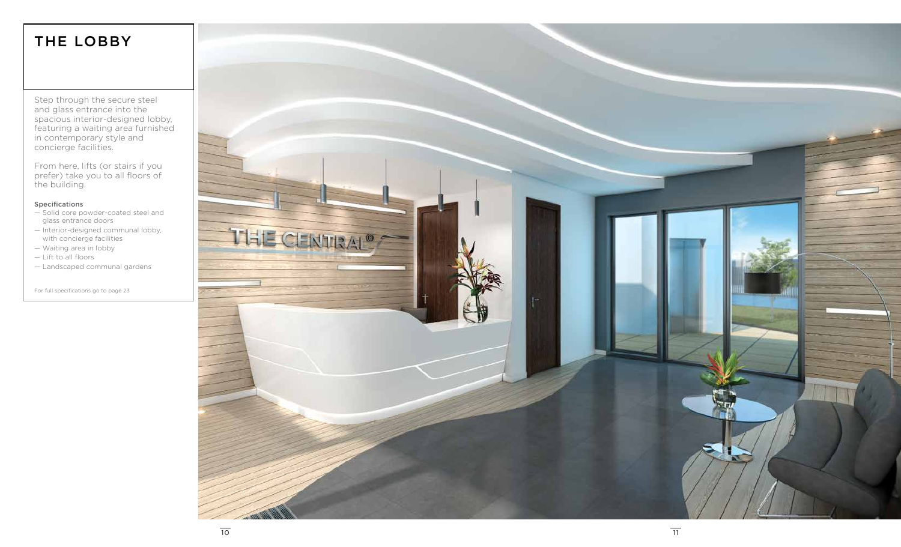# THE LOBBY

Step through the secure steel and glass entrance into the spacious interior-designed lobby, featuring a waiting area furnished in contemporary style and concierge facilities.

From here, lifts (or stairs if you prefer) take you to all floors of the building.

**Specifications**

- Solid core powder-coated steel and glass entrance doors
- Interior-designed communal lobby, with concierge facilities
- Waiting area in lobby
- Lift to all floors
- Landscaped communal gardens

For full specifications go to page 23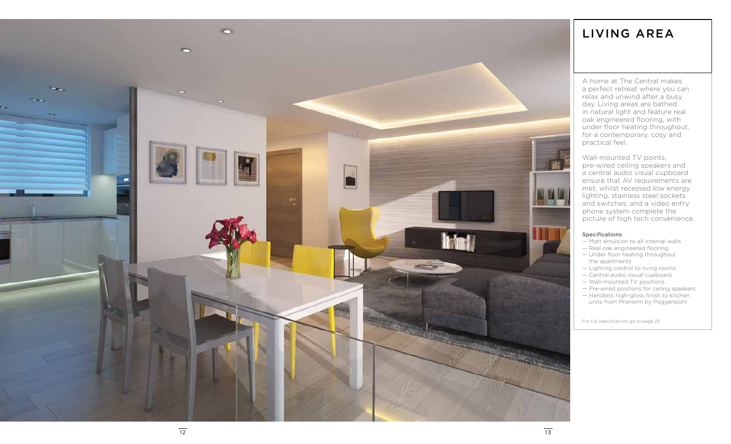# LIVING AREA

A home at The Central makes a perfect retreat where you can relax and unwind after a busy day. Living areas are bathed in natural light and feature real oak engineered flooring, with under floor heating throughout, for a contemporary, cosy and practical feel.

Wall-mounted TV points, pre-wired ceiling speakers and a central audio visual cupboard ensure that AV requirements are met, whilst recessed low energy lighting, stainless steel sockets and switches, and a video entry phone system complete the picture of high tech convenience.

**Specifications**

- Matt emulsion to all internal walls
- Real oak engineered flooring
- Under floor heating throughout the apartments
- Lighting control to living rooms
- Central audio visual cupboard
- Wall-mounted TV positions
- Pre-wired positions for ceiling speakers
- Handless high-gloss finish to kitchen units from Pronorm by Poggenpohl

For full specifications go to page 23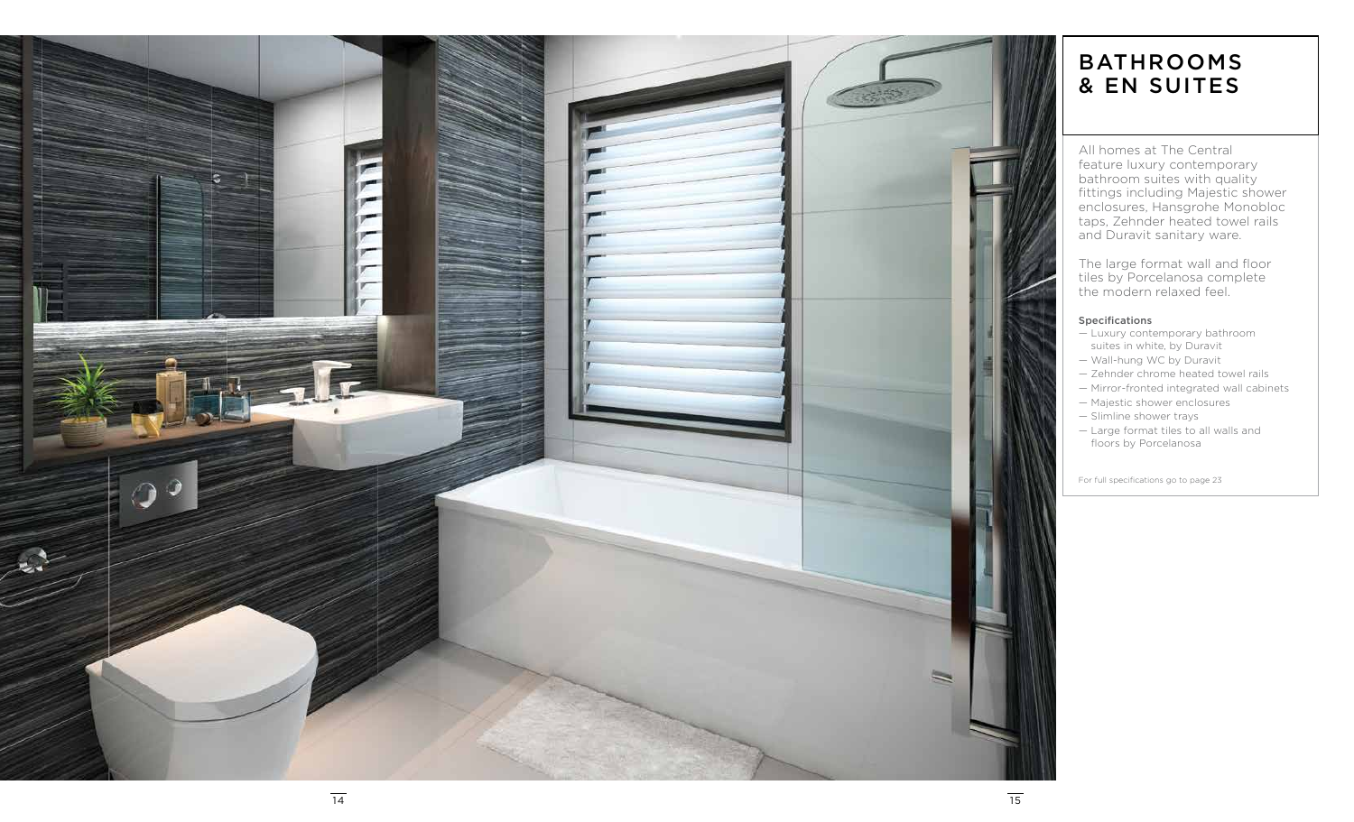# BATHROOMS & EN SUITES

All homes at The Central feature luxury contemporary bathroom suites with quality fittings including Majestic shower enclosures, Hansgrohe Monobloc taps, Zehnder heated towel rails and Duravit sanitary ware.

The large format wall and floor tiles by Porcelanosa complete the modern relaxed feel.

**Specifications**

- Luxury contemporary bathroom suites in white, by Duravit
- Wall-hung WC by Duravit
- Zehnder chrome heated towel rails
- Mirror-fronted integrated wall cabinets
- Majestic shower enclosures
- Slimline shower trays
- Large format tiles to all walls and floors by Porcelanosa

For full specifications go to page 23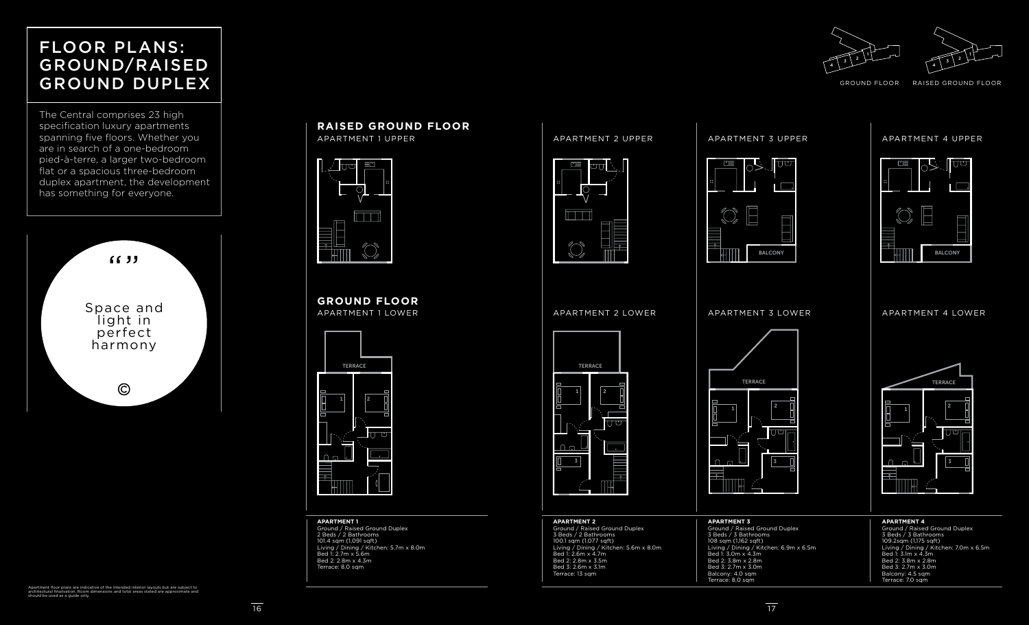# FLOOR PLANS: GROUND/RAISED GROUND DUPLEX

The Central comprises 23 high specification luxury apartments spanning five floors. Whether you are in search of a one-bedroom pied-à-terre, a larger two-bedroom flat or a spacious three-bedroom duplex apartment, the development has something for everyone.

" "

Space and light in perfect harmony

©

GROUND FLOOR    RAISED GROUND FLOOR

## RAISED GROUND FLOOR

APARTMENT 1 UPPER

APARTMENT 2 UPPER

APARTMENT 3 UPPER

APARTMENT 4 UPPER

## GROUND FLOOR

APARTMENT 1 LOWER

APARTMENT 2 LOWER

APARTMENT 3 LOWER

APARTMENT 4 LOWER

**APARTMENT 1**
Ground / Raised Ground Duplex
2 Beds / 2 Bathrooms
101.4 sqm (1,091 sqft)
Living / Dining / Kitchen: 5.7m x 8.0m
Bed 1: 2.7m x 5.6m
Bed 2: 2.8m x 4.3m
Terrace: 8.0 sqm

**APARTMENT 2**
Ground / Raised Ground Duplex
3 Beds / 2 Bathrooms
100.1 sqm (1,077 sqft)
Living / Dining / Kitchen: 5.6m x 8.0m
Bed 1: 2.6m x 4.7m
Bed 2: 2.8m x 3.5m
Bed 3: 2.6m x 3.1m
Terrace: 13 sqm

**APARTMENT 3**
Ground / Raised Ground Duplex
3 Beds / 3 Bathrooms
108 sqm (1,162 sqft)
Living / Dining / Kitchen: 6.9m x 6.5m
Bed 1: 3.0m x 4.3m
Bed 2: 3.8m x 2.8m
Bed 3: 2.7m x 3.0m
Balcony: 4.0 sqm
Terrace: 8.0 sqm

**APARTMENT 4**
Ground / Raised Ground Duplex
3 Beds / 3 Bathrooms
109.2sqm (1,175 sqft)
Living / Dining / Kitchen: 7.0m x 6.5m
Bed 1: 3.1m x 4.3m
Bed 2: 3.8m x 2.8m
Bed 3: 2.7m x 3.0m
Balcony: 4.5 sqm
Terrace: 7.0 sqm

Apartment floor plans are indicative of the intended interior layouts but are subject to architectural finalisation. Room dimensions and total areas stated are approximate and should be used as a guide only.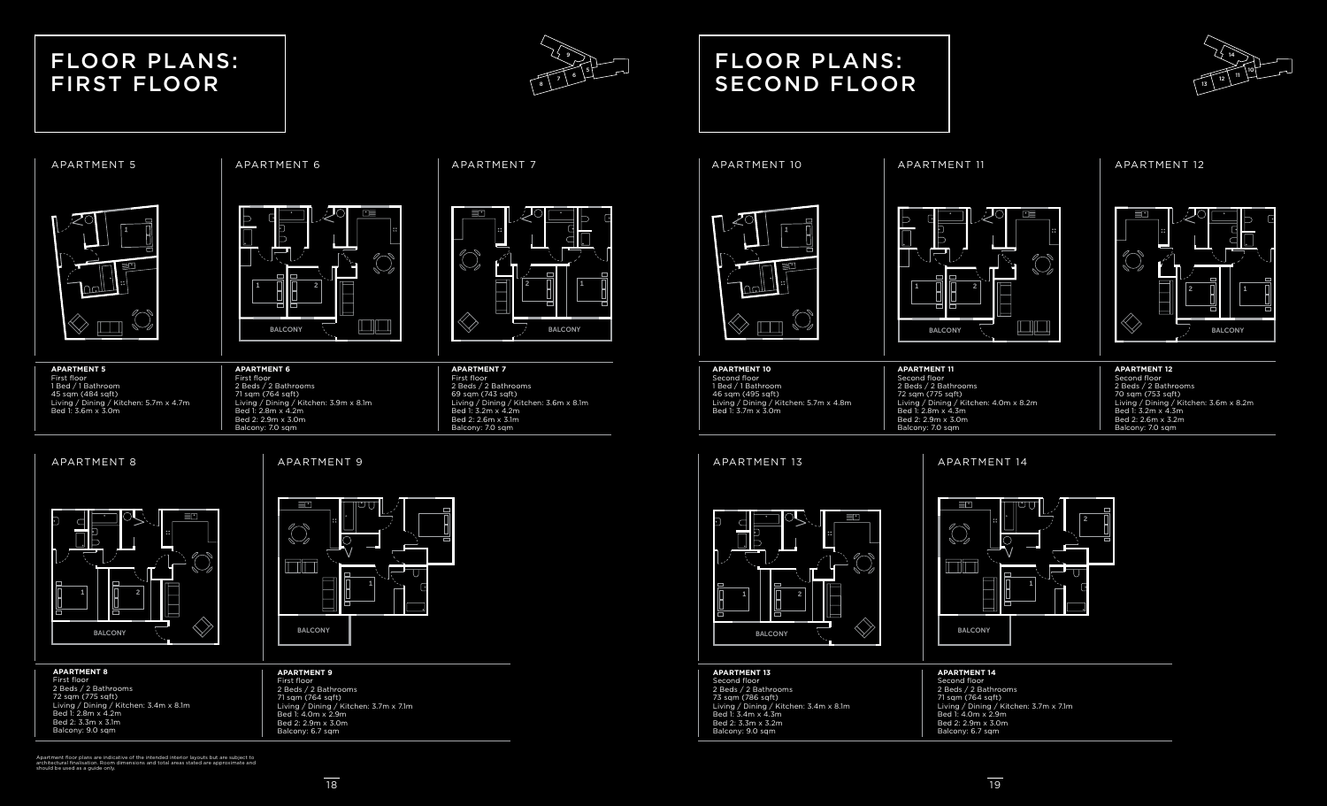# FLOOR PLANS: FIRST FLOOR

## APARTMENT 5

**APARTMENT 5**
First floor
1 Bed / 1 Bathroom
45 sqm (484 sqft)
Living / Dining / Kitchen: 5.7m x 4.7m
Bed 1: 3.6m x 3.0m

## APARTMENT 6

**APARTMENT 6**
First floor
2 Beds / 2 Bathrooms
71 sqm (764 sqft)
Living / Dining / Kitchen: 3.9m x 8.1m
Bed 1: 2.8m x 4.2m
Bed 2: 2.9m x 3.0m
Balcony: 7.0 sqm

## APARTMENT 7

**APARTMENT 7**
First floor
2 Beds / 2 Bathrooms
69 sqm (743 sqft)
Living / Dining / Kitchen: 3.6m x 8.1m
Bed 1: 3.2m x 4.2m
Bed 2: 2.6m x 3.1m
Balcony: 7.0 sqm

## APARTMENT 8

**APARTMENT 8**
First floor
2 Beds / 2 Bathrooms
72 sqm (775 sqft)
Living / Dining / Kitchen: 3.4m x 8.1m
Bed 1: 2.8m x 4.2m
Bed 2: 3.3m x 3.1m
Balcony: 9.0 sqm

## APARTMENT 9

**APARTMENT 9**
First floor
2 Beds / 2 Bathrooms
71 sqm (764 sqft)
Living / Dining / Kitchen: 3.7m x 7.1m
Bed 1: 4.0m x 2.9m
Bed 2: 2.9m x 3.0m
Balcony: 6.7 sqm

Apartment floor plans are indicative of the intended interior layouts but are subject to architectural finalisation. Room dimensions and total areas stated are approximate and should be used as a guide only.

# FLOOR PLANS: SECOND FLOOR

## APARTMENT 10

**APARTMENT 10**
Second floor
1 Bed / 1 Bathroom
46 sqm (495 sqft)
Living / Dining / Kitchen: 5.7m x 4.8m
Bed 1: 3.7m x 3.0m

## APARTMENT 11

**APARTMENT 11**
Second floor
2 Beds / 2 Bathrooms
72 sqm (775 sqft)
Living / Dining / Kitchen: 4.0m x 8.2m
Bed 1: 2.8m x 4.3m
Bed 2: 2.9m x 3.0m
Balcony: 7.0 sqm

## APARTMENT 12

**APARTMENT 12**
Second floor
2 Beds / 2 Bathrooms
70 sqm (753 sqft)
Living / Dining / Kitchen: 3.6m x 8.2m
Bed 1: 3.2m x 4.3m
Bed 2: 2.6m x 3.2m
Balcony: 7.0 sqm

## APARTMENT 13

**APARTMENT 13**
Second floor
2 Beds / 2 Bathrooms
73 sqm (786 sqft)
Living / Dining / Kitchen: 3.4m x 8.1m
Bed 1: 3.4m x 4.3m
Bed 2: 3.3m x 3.2m
Balcony: 9.0 sqm

## APARTMENT 14

**APARTMENT 14**
Second floor
2 Beds / 2 Bathrooms
71 sqm (764 sqft)
Living / Dining / Kitchen: 3.7m x 7.1m
Bed 1: 4.0m x 2.9m
Bed 2: 2.9m x 3.0m
Balcony: 6.7 sqm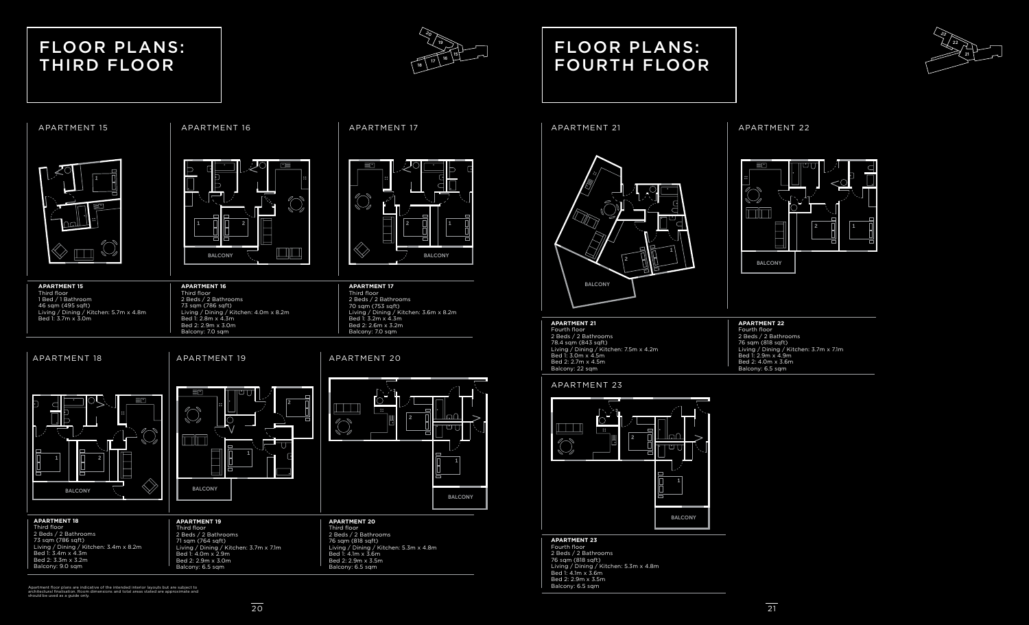# FLOOR PLANS: THIRD FLOOR

## APARTMENT 15

**APARTMENT 15**
Third floor
1 Bed / 1 Bathroom
46 sqm (495 sqft)
Living / Dining / Kitchen: 5.7m x 4.8m
Bed 1: 3.7m x 3.0m

## APARTMENT 16

**APARTMENT 16**
Third floor
2 Beds / 2 Bathrooms
73 sqm (786 sqft)
Living / Dining / Kitchen: 4.0m x 8.2m
Bed 1: 2.8m x 4.3m
Bed 2: 2.9m x 3.0m
Balcony: 7.0 sqm

## APARTMENT 17

**APARTMENT 17**
Third floor
2 Beds / 2 Bathrooms
70 sqm (753 sqft)
Living / Dining / Kitchen: 3.6m x 8.2m
Bed 1: 3.2m x 4.3m
Bed 2: 2.6m x 3.2m
Balcony: 7.0 sqm

## APARTMENT 18

**APARTMENT 18**
Third floor
2 Beds / 2 Bathrooms
73 sqm (786 sqft)
Living / Dining / Kitchen: 3.4m x 8.2m
Bed 1: 3.4m x 4.3m
Bed 2: 3.3m x 3.2m
Balcony: 9.0 sqm

## APARTMENT 19

**APARTMENT 19**
Third floor
2 Beds / 2 Bathrooms
71 sqm (764 sqft)
Living / Dining / Kitchen: 3.7m x 7.1m
Bed 1: 4.0m x 2.9m
Bed 2: 2.9m x 3.0m
Balcony: 6.5 sqm

## APARTMENT 20

**APARTMENT 20**
Third floor
2 Beds / 2 Bathrooms
76 sqm (818 sqft)
Living / Dining / Kitchen: 5.3m x 4.8m
Bed 1: 4.1m x 3.6m
Bed 2: 2.9m x 3.5m
Balcony: 6.5 sqm

Apartment floor plans are indicative of the intended interior layouts but are subject to architectural finalisation. Room dimensions and total areas stated are approximate and should be used as a guide only.

# FLOOR PLANS: FOURTH FLOOR

## APARTMENT 21

**APARTMENT 21**
Fourth floor
2 Beds / 2 Bathrooms
78.4 sqm (843 sqft)
Living / Dining / Kitchen: 7.5m x 4.2m
Bed 1: 3.0m x 4.5m
Bed 2: 2.7m x 4.5m
Balcony: 22 sqm

## APARTMENT 22

**APARTMENT 22**
Fourth floor
2 Beds / 2 Bathrooms
76 sqm (818 sqft)
Living / Dining / Kitchen: 3.7m x 7.1m
Bed 1: 2.9m x 4.9m
Bed 2: 4.0m x 3.6m
Balcony: 6.5 sqm

## APARTMENT 23

**APARTMENT 23**
Fourth floor
2 Beds / 2 Bathrooms
76 sqm (818 sqft)
Living / Dining / Kitchen: 5.3m x 4.8m
Bed 1: 4.1m x 3.6m
Bed 2: 2.9m x 3.5m
Balcony: 6.5 sqm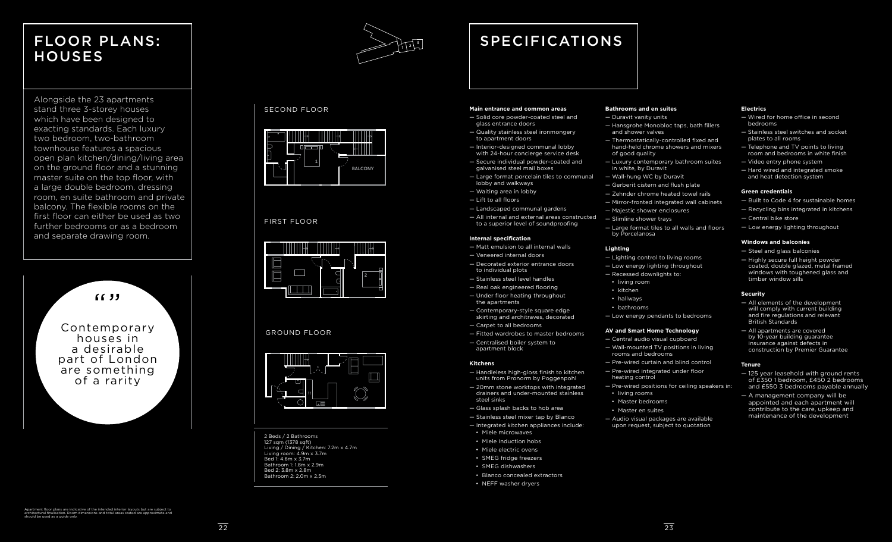# FLOOR PLANS: HOUSES

Alongside the 23 apartments stand three 3-storey houses which have been designed to exacting standards. Each luxury two bedroom, two-bathroom townhouse features a spacious open plan kitchen/dining/living area on the ground floor and a stunning master suite on the top floor, with a large double bedroom, dressing room, en suite bathroom and private balcony. The flexible rooms on the first floor can either be used as two further bedrooms or as a bedroom and separate drawing room.

> Contemporary houses in a desirable part of London are something of a rarity

SECOND FLOOR

BALCONY

FIRST FLOOR

GROUND FLOOR

2 Beds / 2 Bathrooms
127 sqm (1378 sqft)
Living / Dining / Kitchen: 7.2m x 4.7m
Living room: 4.9m x 3.7m
Bed 1: 4.6m x 3.7m
Bathroom 1: 1.8m x 2.9m
Bed 2: 3.8m x 2.8m
Bathroom 2: 2.0m x 2.5m

Apartment floor plans are indicative of the intended interior layouts but are subject to architectural finalisation. Room dimensions and total areas stated are approximate and should be used as a guide only.

# SPECIFICATIONS

**Main entrance and common areas**

- Solid core powder-coated steel and glass entrance doors
- Quality stainless steel ironmongery to apartment doors
- Interior-designed communal lobby with 24-hour concierge service desk
- Secure individual powder-coated and galvanised steel mail boxes
- Large format porcelain tiles to communal lobby and walkways
- Waiting area in lobby
- Lift to all floors
- Landscaped communal gardens
- All internal and external areas constructed to a superior level of soundproofing

**Internal specification**

- Matt emulsion to all internal walls
- Veneered internal doors
- Decorated exterior entrance doors to individual plots
- Stainless steel level handles
- Real oak engineered flooring
- Under floor heating throughout the apartments
- Contemporary-style square edge skirting and architraves, decorated
- Carpet to all bedrooms
- Fitted wardrobes to master bedrooms
- Centralised boiler system to apartment block

**Kitchens**

- Handleless high-gloss finish to kitchen units from Pronorm by Poggenpohl
- 20mm stone worktops with integrated drainers and under-mounted stainless steel sinks
- Glass splash backs to hob area
- Stainless steel mixer tap by Blanco
- Integrated kitchen appliances include:
  - Miele microwaves
  - Miele Induction hobs
  - Miele electric ovens
  - SMEG fridge freezers
  - SMEG dishwashers
  - Blanco concealed extractors
  - NEFF washer dryers

**Bathrooms and en suites**

- Duravit vanity units
- Hansgrohe Monobloc taps, bath fillers and shower valves
- Thermostatically-controlled fixed and hand-held chrome showers and mixers of good quality
- Luxury contemporary bathroom suites in white, by Duravit
- Wall-hung WC by Duravit
- Gerberit cistern and flush plate
- Zehnder chrome heated towel rails
- Mirror-fronted integrated wall cabinets
- Majestic shower enclosures
- Slimline shower trays
- Large format tiles to all walls and floors by Porcelanosa

**Lighting**

- Lighting control to living rooms
- Low energy lighting throughout
- Recessed downlights to:
  - living room
  - kitchen
  - hallways
  - bathrooms
- Low energy pendants to bedrooms

**AV and Smart Home Technology**

- Central audio visual cupboard
- Wall-mounted TV positions in living rooms and bedrooms
- Pre-wired curtain and blind control
- Pre-wired integrated under floor heating control
- Pre-wired positions for ceiling speakers in:
  - living rooms
  - Master bedrooms
  - Master en suites
- Audio visual packages are available upon request, subject to quotation

**Electrics**

- Wired for home office in second bedrooms
- Stainless steel switches and socket plates to all rooms
- Telephone and TV points to living room and bedrooms in white finish
- Video entry phone system
- Hard wired and integrated smoke and heat detection system

**Green credentials**

- Built to Code 4 for sustainable homes
- Recycling bins integrated in kitchens
- Central bike store
- Low energy lighting throughout

**Windows and balconies**

- Steel and glass balconies
- Highly secure full height powder coated, double glazed, metal framed windows with toughened glass and timber window sills

**Security**

- All elements of the development will comply with current building and fire regulations and relevant British Standards
- All apartments are covered by 10-year building guarantee insurance against defects in construction by Premier Guarantee

**Tenure**

- 125 year leasehold with ground rents of £350 1 bedroom, £450 2 bedrooms and £550 3 bedrooms payable annually
- A management company will be appointed and each apartment will contribute to the care, upkeep and maintenance of the development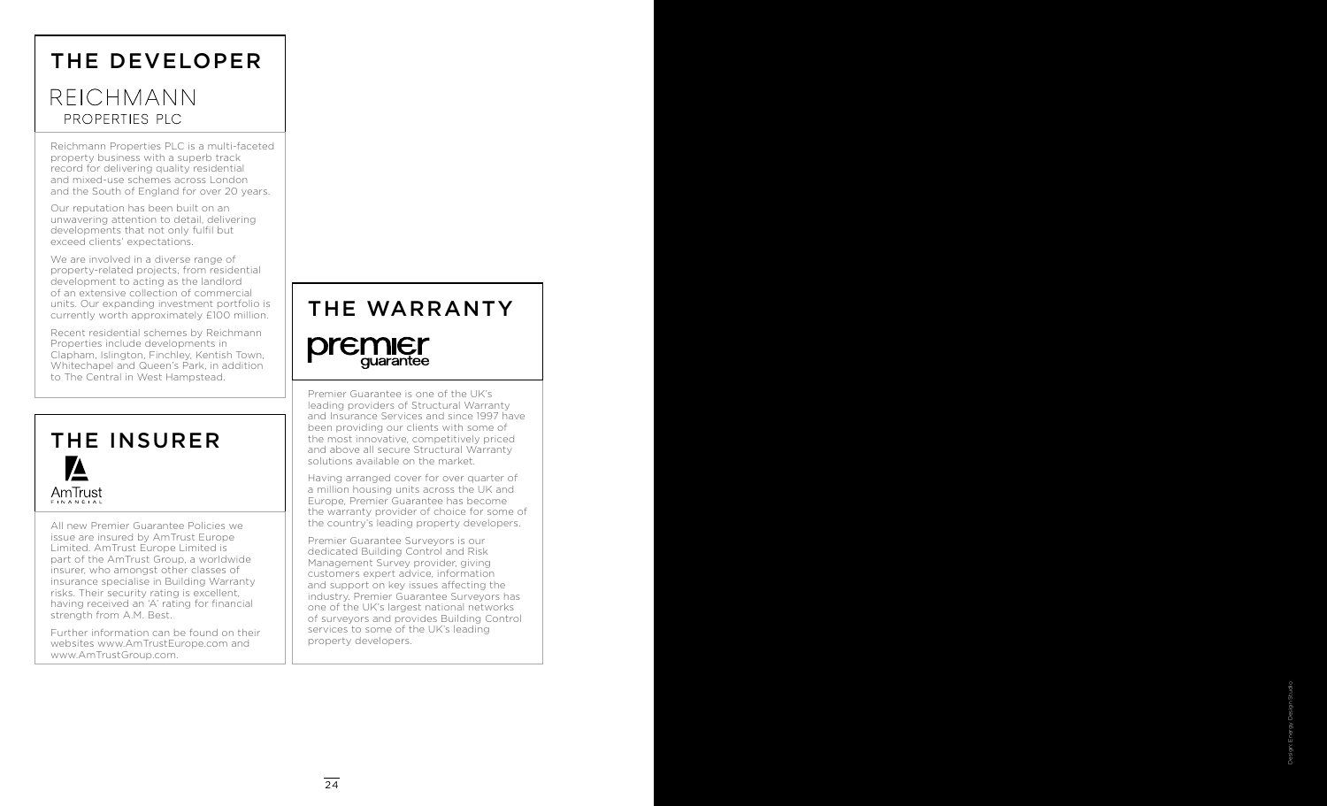## THE DEVELOPER

REICHMANN
PROPERTIES PLC

Reichmann Properties PLC is a multi-faceted property business with a superb track record for delivering quality residential and mixed-use schemes across London and the South of England for over 20 years.

Our reputation has been built on an unwavering attention to detail, delivering developments that not only fulfil but exceed clients' expectations.

We are involved in a diverse range of property-related projects, from residential development to acting as the landlord of an extensive collection of commercial units. Our expanding investment portfolio is currently worth approximately £100 million.

Recent residential schemes by Reichmann Properties include developments in Clapham, Islington, Finchley, Kentish Town, Whitechapel and Queen's Park, in addition to The Central in West Hampstead.

## THE INSURER

AmTrust
FINANCIAL

All new Premier Guarantee Policies we issue are insured by AmTrust Europe Limited. AmTrust Europe Limited is part of the AmTrust Group, a worldwide insurer, who amongst other classes of insurance specialise in Building Warranty risks. Their security rating is excellent, having received an 'A' rating for financial strength from A.M. Best.

Further information can be found on their websites www.AmTrustEurope.com and www.AmTrustGroup.com.

## THE WARRANTY

premier
guarantee

Premier Guarantee is one of the UK's leading providers of Structural Warranty and Insurance Services and since 1997 have been providing our clients with some of the most innovative, competitively priced and above all secure Structural Warranty solutions available on the market.

Having arranged cover for over quarter of a million housing units across the UK and Europe, Premier Guarantee has become the warranty provider of choice for some of the country's leading property developers.

Premier Guarantee Surveyors is our dedicated Building Control and Risk Management Survey provider, giving customers expert advice, information and support on key issues affecting the industry. Premier Guarantee Surveyors has one of the UK's largest national networks of surveyors and provides Building Control services to some of the UK's leading property developers.

Design: Energy Design Studio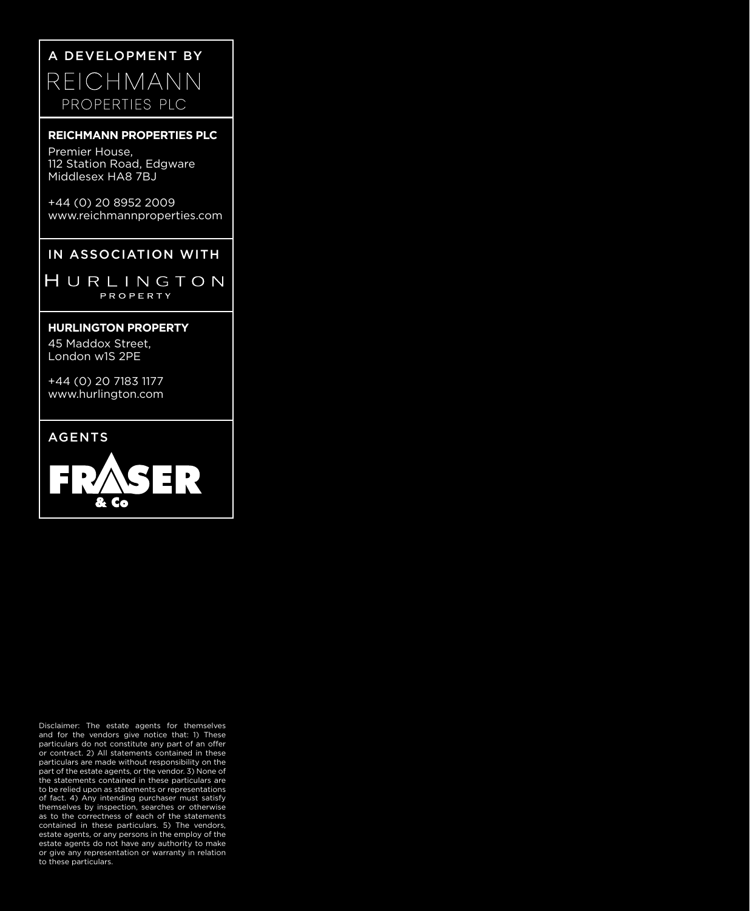A DEVELOPMENT BY

REICHMANN
PROPERTIES PLC

**REICHMANN PROPERTIES PLC**

Premier House,
112 Station Road, Edgware
Middlesex HA8 7BJ

+44 (0) 20 8952 2009
www.reichmannproperties.com

IN ASSOCIATION WITH

HURLINGTON
PROPERTY

**HURLINGTON PROPERTY**

45 Maddox Street,
London w1S 2PE

+44 (0) 20 7183 1177
www.hurlington.com

AGENTS

FRASER
& Co

Disclaimer: The estate agents for themselves and for the vendors give notice that: 1) These particulars do not constitute any part of an offer or contract. 2) All statements contained in these particulars are made without responsibility on the part of the estate agents, or the vendor. 3) None of the statements contained in these particulars are to be relied upon as statements or representations of fact. 4) Any intending purchaser must satisfy themselves by inspection, searches or otherwise as to the correctness of each of the statements contained in these particulars. 5) The vendors, estate agents, or any persons in the employ of the estate agents do not have any authority to make or give any representation or warranty in relation to these particulars.